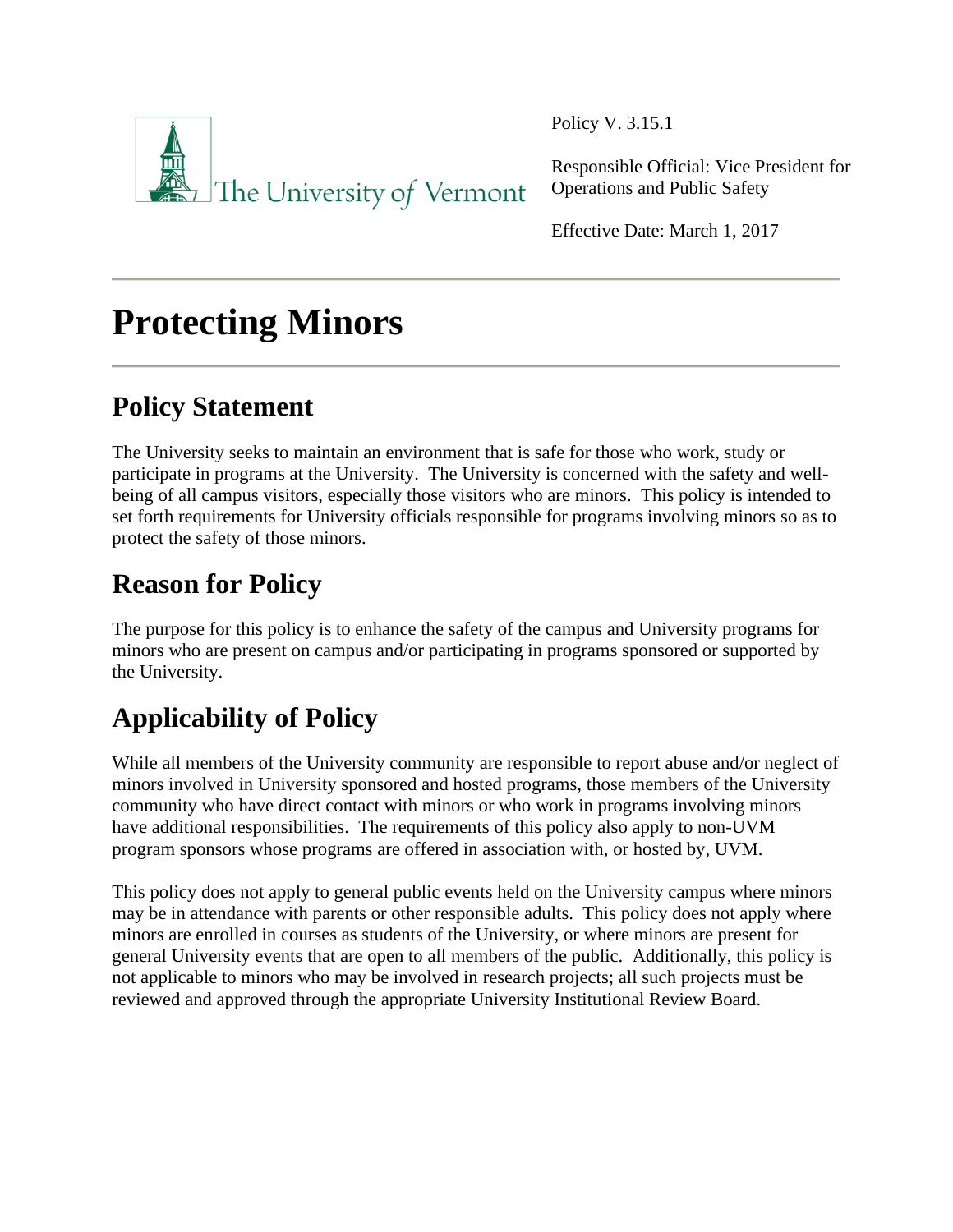The University of Vermont

Policy V. 3.15.1

Responsible Official: Vice President for Operations and Public Safety

Effective Date: March 1, 2017

# Protecting Minors

## Policy Statement

The University seeks to maintain an environment that is safe for those who work, study or participate in programs at the University. The University is concerned with the safety and well-being of all campus visitors, especially those visitors who are minors. This policy is intended to set forth requirements for University officials responsible for programs involving minors so as to protect the safety of those minors.

## Reason for Policy

The purpose for this policy is to enhance the safety of the campus and University programs for minors who are present on campus and/or participating in programs sponsored or supported by the University.

## Applicability of Policy

While all members of the University community are responsible to report abuse and/or neglect of minors involved in University sponsored and hosted programs, those members of the University community who have direct contact with minors or who work in programs involving minors have additional responsibilities. The requirements of this policy also apply to non-UVM program sponsors whose programs are offered in association with, or hosted by, UVM.

This policy does not apply to general public events held on the University campus where minors may be in attendance with parents or other responsible adults. This policy does not apply where minors are enrolled in courses as students of the University, or where minors are present for general University events that are open to all members of the public. Additionally, this policy is not applicable to minors who may be involved in research projects; all such projects must be reviewed and approved through the appropriate University Institutional Review Board.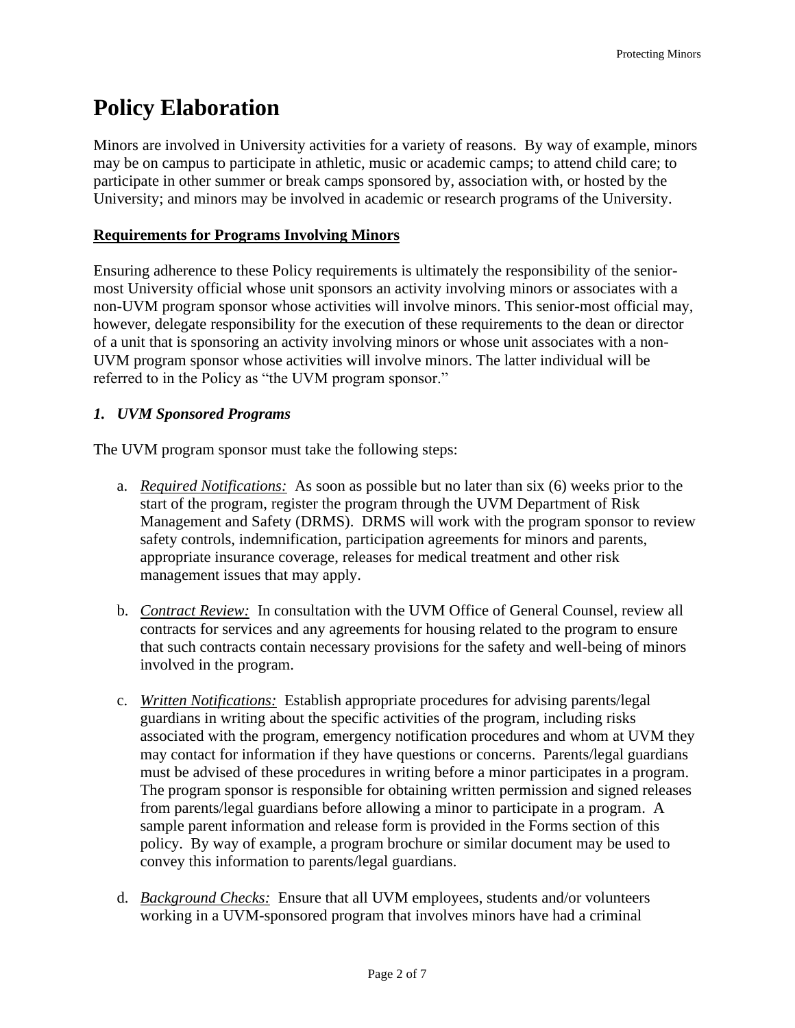# Policy Elaboration

Minors are involved in University activities for a variety of reasons. By way of example, minors may be on campus to participate in athletic, music or academic camps; to attend child care; to participate in other summer or break camps sponsored by, association with, or hosted by the University; and minors may be involved in academic or research programs of the University.

**Requirements for Programs Involving Minors**

Ensuring adherence to these Policy requirements is ultimately the responsibility of the senior-most University official whose unit sponsors an activity involving minors or associates with a non-UVM program sponsor whose activities will involve minors. This senior-most official may, however, delegate responsibility for the execution of these requirements to the dean or director of a unit that is sponsoring an activity involving minors or whose unit associates with a non-UVM program sponsor whose activities will involve minors. The latter individual will be referred to in the Policy as "the UVM program sponsor."

### *1. UVM Sponsored Programs*

The UVM program sponsor must take the following steps:

a. *Required Notifications:* As soon as possible but no later than six (6) weeks prior to the start of the program, register the program through the UVM Department of Risk Management and Safety (DRMS). DRMS will work with the program sponsor to review safety controls, indemnification, participation agreements for minors and parents, appropriate insurance coverage, releases for medical treatment and other risk management issues that may apply.

b. *Contract Review:* In consultation with the UVM Office of General Counsel, review all contracts for services and any agreements for housing related to the program to ensure that such contracts contain necessary provisions for the safety and well-being of minors involved in the program.

c. *Written Notifications:* Establish appropriate procedures for advising parents/legal guardians in writing about the specific activities of the program, including risks associated with the program, emergency notification procedures and whom at UVM they may contact for information if they have questions or concerns. Parents/legal guardians must be advised of these procedures in writing before a minor participates in a program. The program sponsor is responsible for obtaining written permission and signed releases from parents/legal guardians before allowing a minor to participate in a program. A sample parent information and release form is provided in the Forms section of this policy. By way of example, a program brochure or similar document may be used to convey this information to parents/legal guardians.

d. *Background Checks:* Ensure that all UVM employees, students and/or volunteers working in a UVM-sponsored program that involves minors have had a criminal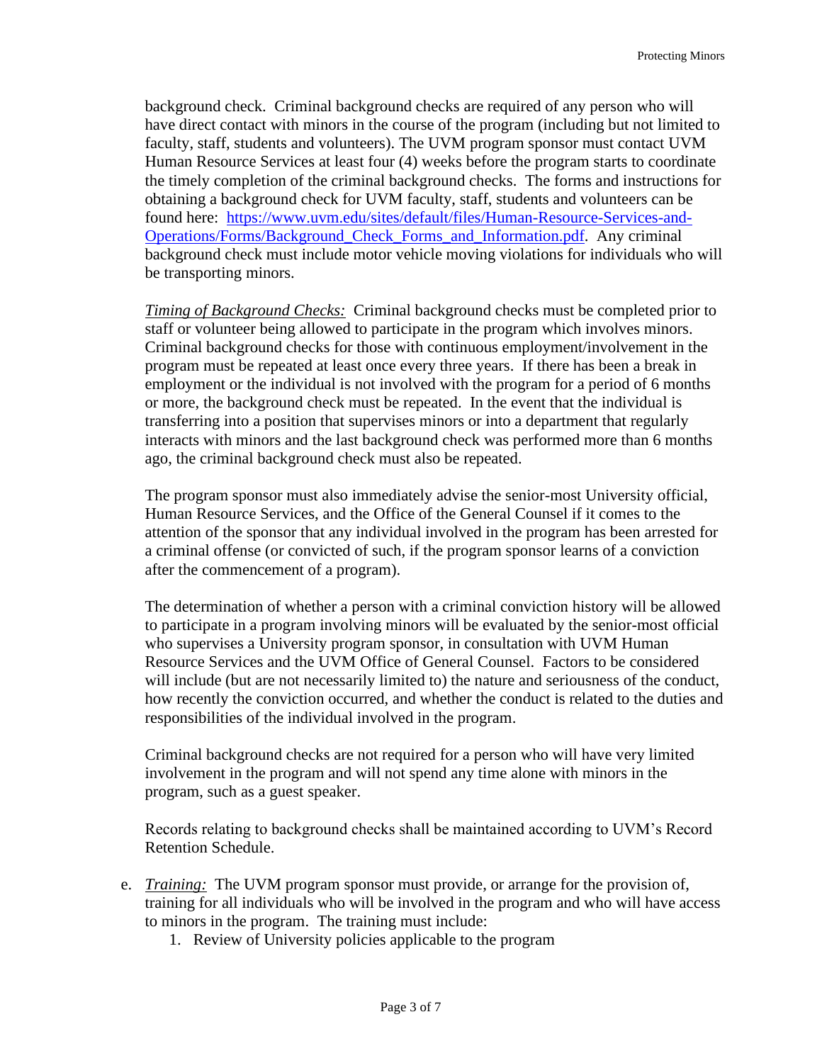background check. Criminal background checks are required of any person who will have direct contact with minors in the course of the program (including but not limited to faculty, staff, students and volunteers). The UVM program sponsor must contact UVM Human Resource Services at least four (4) weeks before the program starts to coordinate the timely completion of the criminal background checks. The forms and instructions for obtaining a background check for UVM faculty, staff, students and volunteers can be found here: [https://www.uvm.edu/sites/default/files/Human-Resource-Services-and-Operations/Forms/Background_Check_Forms_and_Information.pdf](https://www.uvm.edu/sites/default/files/Human-Resource-Services-and-Operations/Forms/Background_Check_Forms_and_Information.pdf). Any criminal background check must include motor vehicle moving violations for individuals who will be transporting minors.

*Timing of Background Checks:* Criminal background checks must be completed prior to staff or volunteer being allowed to participate in the program which involves minors. Criminal background checks for those with continuous employment/involvement in the program must be repeated at least once every three years. If there has been a break in employment or the individual is not involved with the program for a period of 6 months or more, the background check must be repeated. In the event that the individual is transferring into a position that supervises minors or into a department that regularly interacts with minors and the last background check was performed more than 6 months ago, the criminal background check must also be repeated.

The program sponsor must also immediately advise the senior-most University official, Human Resource Services, and the Office of the General Counsel if it comes to the attention of the sponsor that any individual involved in the program has been arrested for a criminal offense (or convicted of such, if the program sponsor learns of a conviction after the commencement of a program).

The determination of whether a person with a criminal conviction history will be allowed to participate in a program involving minors will be evaluated by the senior-most official who supervises a University program sponsor, in consultation with UVM Human Resource Services and the UVM Office of General Counsel. Factors to be considered will include (but are not necessarily limited to) the nature and seriousness of the conduct, how recently the conviction occurred, and whether the conduct is related to the duties and responsibilities of the individual involved in the program.

Criminal background checks are not required for a person who will have very limited involvement in the program and will not spend any time alone with minors in the program, such as a guest speaker.

Records relating to background checks shall be maintained according to UVM's Record Retention Schedule.

e. *Training:* The UVM program sponsor must provide, or arrange for the provision of, training for all individuals who will be involved in the program and who will have access to minors in the program. The training must include:
    1. Review of University policies applicable to the program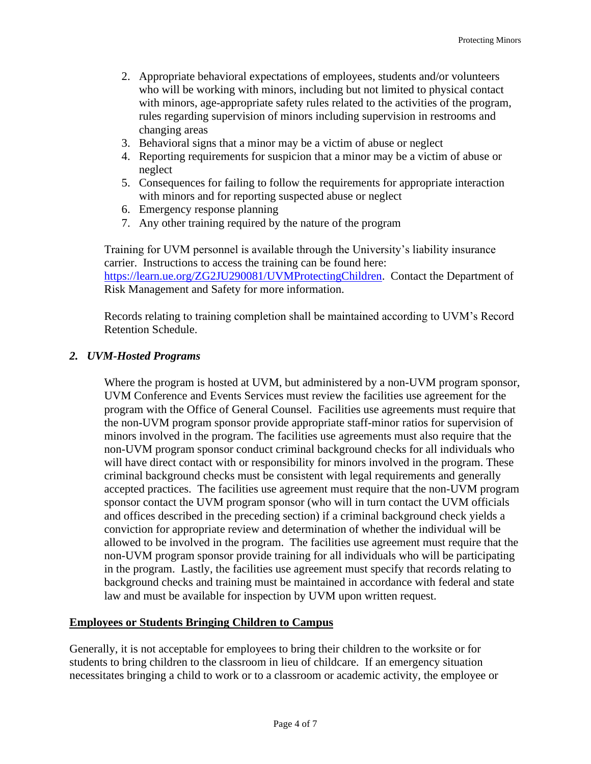2. Appropriate behavioral expectations of employees, students and/or volunteers who will be working with minors, including but not limited to physical contact with minors, age-appropriate safety rules related to the activities of the program, rules regarding supervision of minors including supervision in restrooms and changing areas
3. Behavioral signs that a minor may be a victim of abuse or neglect
4. Reporting requirements for suspicion that a minor may be a victim of abuse or neglect
5. Consequences for failing to follow the requirements for appropriate interaction with minors and for reporting suspected abuse or neglect
6. Emergency response planning
7. Any other training required by the nature of the program

Training for UVM personnel is available through the University's liability insurance carrier. Instructions to access the training can be found here: [https://learn.ue.org/ZG2JU290081/UVMProtectingChildren](https://learn.ue.org/ZG2JU290081/UVMProtectingChildren). Contact the Department of Risk Management and Safety for more information.

Records relating to training completion shall be maintained according to UVM's Record Retention Schedule.

### *2. UVM-Hosted Programs*

Where the program is hosted at UVM, but administered by a non-UVM program sponsor, UVM Conference and Events Services must review the facilities use agreement for the program with the Office of General Counsel. Facilities use agreements must require that the non-UVM program sponsor provide appropriate staff-minor ratios for supervision of minors involved in the program. The facilities use agreements must also require that the non-UVM program sponsor conduct criminal background checks for all individuals who will have direct contact with or responsibility for minors involved in the program. These criminal background checks must be consistent with legal requirements and generally accepted practices. The facilities use agreement must require that the non-UVM program sponsor contact the UVM program sponsor (who will in turn contact the UVM officials and offices described in the preceding section) if a criminal background check yields a conviction for appropriate review and determination of whether the individual will be allowed to be involved in the program. The facilities use agreement must require that the non-UVM program sponsor provide training for all individuals who will be participating in the program. Lastly, the facilities use agreement must specify that records relating to background checks and training must be maintained in accordance with federal and state law and must be available for inspection by UVM upon written request.

## Employees or Students Bringing Children to Campus

Generally, it is not acceptable for employees to bring their children to the worksite or for students to bring children to the classroom in lieu of childcare. If an emergency situation necessitates bringing a child to work or to a classroom or academic activity, the employee or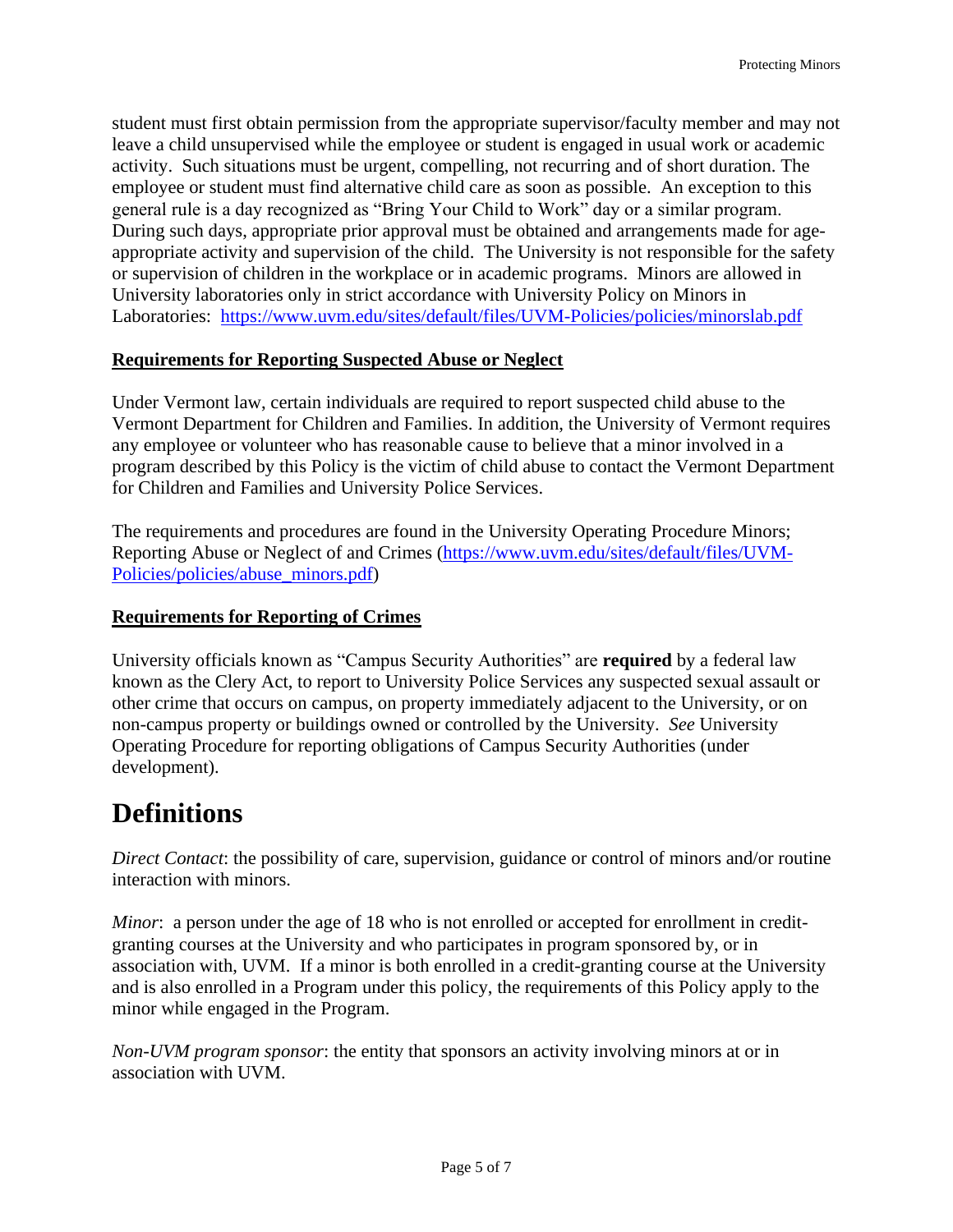student must first obtain permission from the appropriate supervisor/faculty member and may not leave a child unsupervised while the employee or student is engaged in usual work or academic activity. Such situations must be urgent, compelling, not recurring and of short duration. The employee or student must find alternative child care as soon as possible. An exception to this general rule is a day recognized as "Bring Your Child to Work" day or a similar program. During such days, appropriate prior approval must be obtained and arrangements made for age-appropriate activity and supervision of the child. The University is not responsible for the safety or supervision of children in the workplace or in academic programs. Minors are allowed in University laboratories only in strict accordance with University Policy on Minors in Laboratories: [https://www.uvm.edu/sites/default/files/UVM-Policies/policies/minorslab.pdf](https://www.uvm.edu/sites/default/files/UVM-Policies/policies/minorslab.pdf)

**Requirements for Reporting Suspected Abuse or Neglect**

Under Vermont law, certain individuals are required to report suspected child abuse to the Vermont Department for Children and Families. In addition, the University of Vermont requires any employee or volunteer who has reasonable cause to believe that a minor involved in a program described by this Policy is the victim of child abuse to contact the Vermont Department for Children and Families and University Police Services.

The requirements and procedures are found in the University Operating Procedure Minors; Reporting Abuse or Neglect of and Crimes ([https://www.uvm.edu/sites/default/files/UVM-Policies/policies/abuse_minors.pdf](https://www.uvm.edu/sites/default/files/UVM-Policies/policies/abuse_minors.pdf))

**Requirements for Reporting of Crimes**

University officials known as "Campus Security Authorities" are **required** by a federal law known as the Clery Act, to report to University Police Services any suspected sexual assault or other crime that occurs on campus, on property immediately adjacent to the University, or on non-campus property or buildings owned or controlled by the University. *See* University Operating Procedure for reporting obligations of Campus Security Authorities (under development).

# Definitions

*Direct Contact*: the possibility of care, supervision, guidance or control of minors and/or routine interaction with minors.

*Minor*: a person under the age of 18 who is not enrolled or accepted for enrollment in credit-granting courses at the University and who participates in program sponsored by, or in association with, UVM. If a minor is both enrolled in a credit-granting course at the University and is also enrolled in a Program under this policy, the requirements of this Policy apply to the minor while engaged in the Program.

*Non-UVM program sponsor*: the entity that sponsors an activity involving minors at or in association with UVM.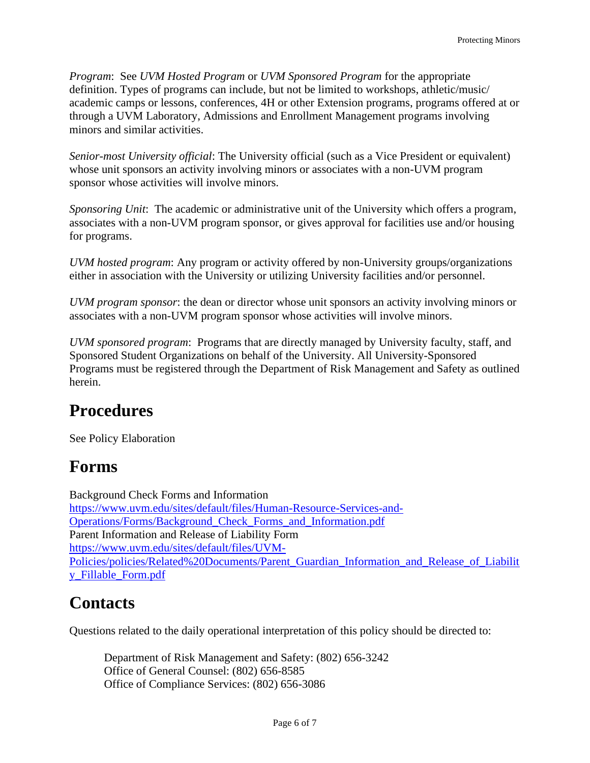*Program*: See *UVM Hosted Program* or *UVM Sponsored Program* for the appropriate definition. Types of programs can include, but not be limited to workshops, athletic/music/ academic camps or lessons, conferences, 4H or other Extension programs, programs offered at or through a UVM Laboratory, Admissions and Enrollment Management programs involving minors and similar activities.

*Senior-most University official*: The University official (such as a Vice President or equivalent) whose unit sponsors an activity involving minors or associates with a non-UVM program sponsor whose activities will involve minors.

*Sponsoring Unit*: The academic or administrative unit of the University which offers a program, associates with a non-UVM program sponsor, or gives approval for facilities use and/or housing for programs.

*UVM hosted program*: Any program or activity offered by non-University groups/organizations either in association with the University or utilizing University facilities and/or personnel.

*UVM program sponsor*: the dean or director whose unit sponsors an activity involving minors or associates with a non-UVM program sponsor whose activities will involve minors.

*UVM sponsored program*: Programs that are directly managed by University faculty, staff, and Sponsored Student Organizations on behalf of the University. All University-Sponsored Programs must be registered through the Department of Risk Management and Safety as outlined herein.

# Procedures

See Policy Elaboration

# Forms

Background Check Forms and Information
[https://www.uvm.edu/sites/default/files/Human-Resource-Services-and-Operations/Forms/Background_Check_Forms_and_Information.pdf](https://www.uvm.edu/sites/default/files/Human-Resource-Services-and-Operations/Forms/Background_Check_Forms_and_Information.pdf)
Parent Information and Release of Liability Form
[https://www.uvm.edu/sites/default/files/UVM-Policies/policies/Related%20Documents/Parent_Guardian_Information_and_Release_of_Liability_Fillable_Form.pdf](https://www.uvm.edu/sites/default/files/UVM-Policies/policies/Related%20Documents/Parent_Guardian_Information_and_Release_of_Liability_Fillable_Form.pdf)

# Contacts

Questions related to the daily operational interpretation of this policy should be directed to:

Department of Risk Management and Safety: (802) 656-3242
Office of General Counsel: (802) 656-8585
Office of Compliance Services: (802) 656-3086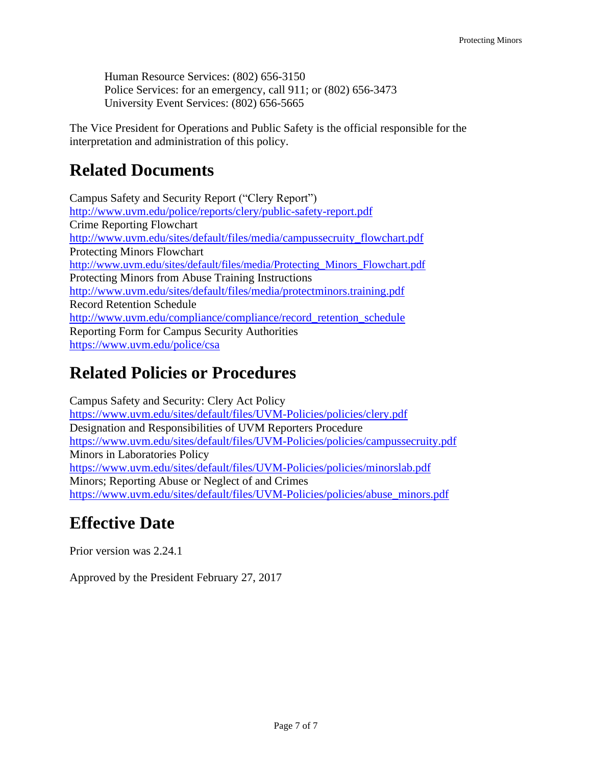Human Resource Services: (802) 656-3150
Police Services: for an emergency, call 911; or (802) 656-3473
University Event Services: (802) 656-5665

The Vice President for Operations and Public Safety is the official responsible for the interpretation and administration of this policy.

# Related Documents

Campus Safety and Security Report ("Clery Report")
http://www.uvm.edu/police/reports/clery/public-safety-report.pdf
Crime Reporting Flowchart
http://www.uvm.edu/sites/default/files/media/campussecruity_flowchart.pdf
Protecting Minors Flowchart
http://www.uvm.edu/sites/default/files/media/Protecting_Minors_Flowchart.pdf
Protecting Minors from Abuse Training Instructions
http://www.uvm.edu/sites/default/files/media/protectminors.training.pdf
Record Retention Schedule
http://www.uvm.edu/compliance/compliance/record_retention_schedule
Reporting Form for Campus Security Authorities
https://www.uvm.edu/police/csa

# Related Policies or Procedures

Campus Safety and Security: Clery Act Policy
https://www.uvm.edu/sites/default/files/UVM-Policies/policies/clery.pdf
Designation and Responsibilities of UVM Reporters Procedure
https://www.uvm.edu/sites/default/files/UVM-Policies/policies/campussecruity.pdf
Minors in Laboratories Policy
https://www.uvm.edu/sites/default/files/UVM-Policies/policies/minorslab.pdf
Minors; Reporting Abuse or Neglect of and Crimes
https://www.uvm.edu/sites/default/files/UVM-Policies/policies/abuse_minors.pdf

# Effective Date

Prior version was 2.24.1

Approved by the President February 27, 2017